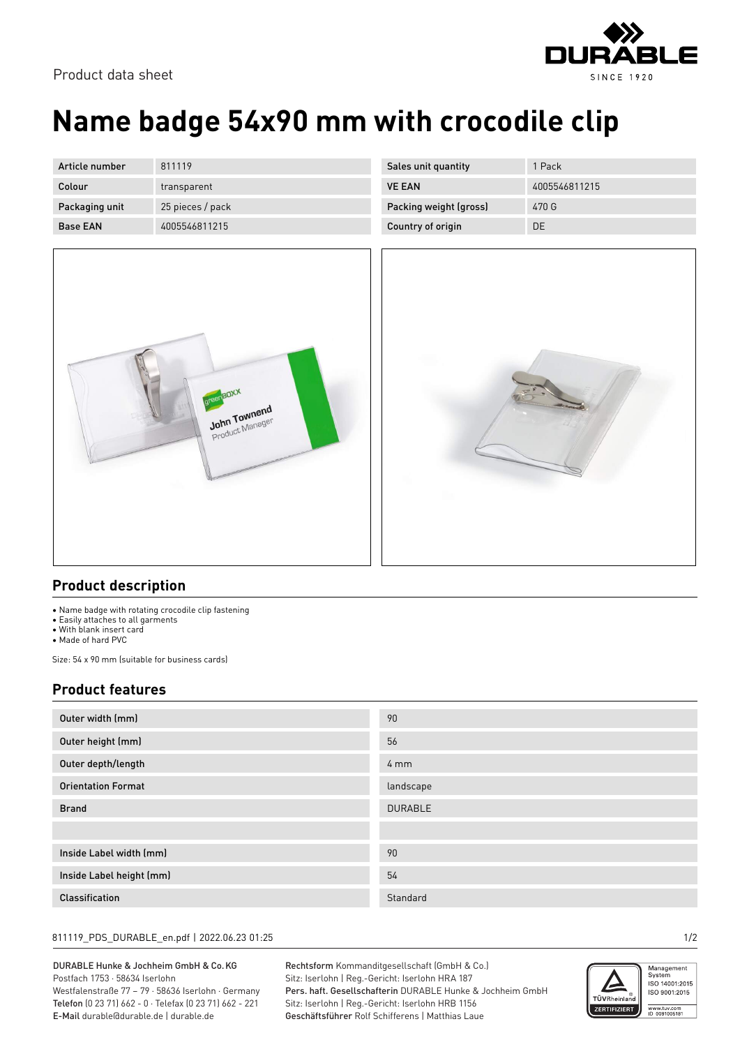Product data sheet

# Name badge 54x90 mm with crocodile clip

| Article number | 811119 | Sales unit quantity | 1 Pack |
|---|---|---|---|
| Colour | transparent | VE EAN | 4005546811215 |
| Packaging unit | 25 pieces / pack | Packing weight (gross) | 470 G |
| Base EAN | 4005546811215 | Country of origin | DE |

## Product description

- Name badge with rotating crocodile clip fastening
- Easily attaches to all garments
- With blank insert card
- Made of hard PVC

Size: 54 x 90 mm (suitable for business cards)

## Product features

| | |
|---|---|
| Outer width (mm) | 90 |
| Outer height (mm) | 56 |
| Outer depth/length | 4 mm |
| Orientation Format | landscape |
| Brand | DURABLE |
| | |
| Inside Label width (mm) | 90 |
| Inside Label height (mm) | 54 |
| Classification | Standard |

811119_PDS_DURABLE_en.pdf | 2022.06.23 01:25

DURABLE Hunke & Jochheim GmbH & Co. KG
Postfach 1753 · 58634 Iserlohn
Westfalenstraße 77 – 79 · 58636 Iserlohn · Germany
**Telefon** (0 23 71) 662 - 0 · Telefax (0 23 71) 662 - 221
**E-Mail** durable@durable.de | durable.de

**Rechtsform** Kommanditgesellschaft (GmbH & Co.)
Sitz: Iserlohn | Reg.-Gericht: Iserlohn HRA 187
**Pers. haft. Gesellschafterin** DURABLE Hunke & Jochheim GmbH
Sitz: Iserlohn | Reg.-Gericht: Iserlohn HRB 1156
**Geschäftsführer** Rolf Schifferens | Matthias Laue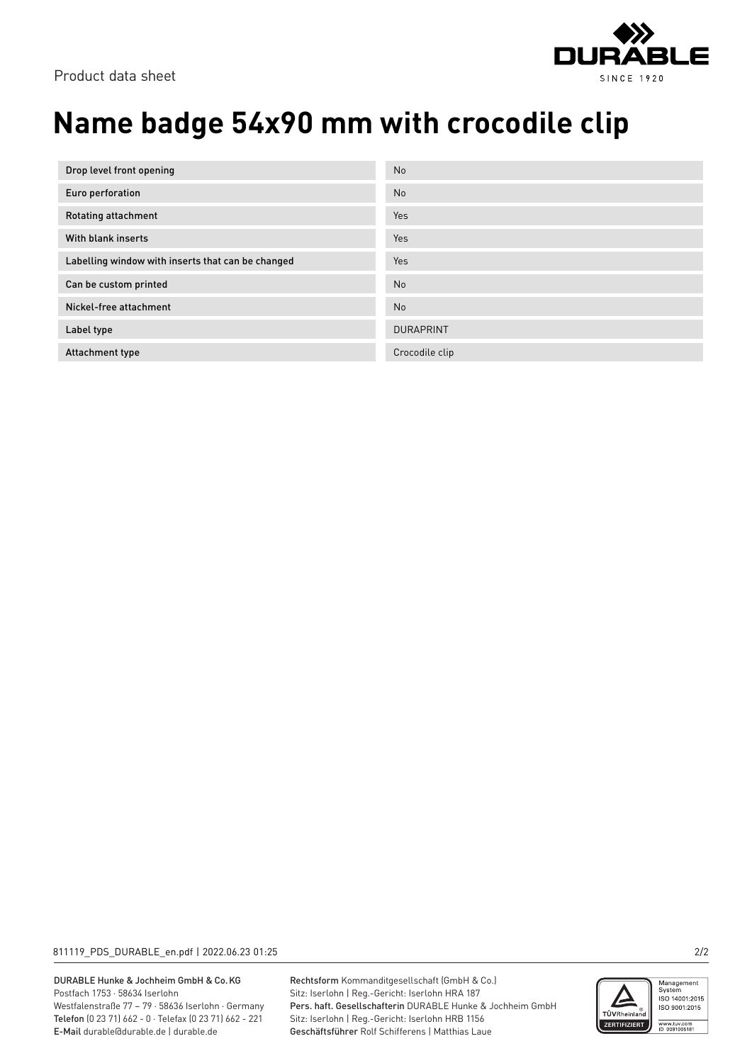Product data sheet

# Name badge 54x90 mm with crocodile clip

| | |
|---|---|
| Drop level front opening | No |
| Euro perforation | No |
| Rotating attachment | Yes |
| With blank inserts | Yes |
| Labelling window with inserts that can be changed | Yes |
| Can be custom printed | No |
| Nickel-free attachment | No |
| Label type | DURAPRINT |
| Attachment type | Crocodile clip |

811119_PDS_DURABLE_en.pdf | 2022.06.23 01:25

**DURABLE Hunke & Jochheim GmbH & Co. KG**
Postfach 1753 · 58634 Iserlohn
Westfalenstraße 77 – 79 · 58636 Iserlohn · Germany
**Telefon** (0 23 71) 662 - 0 · Telefax (0 23 71) 662 - 221
**E-Mail** durable@durable.de | durable.de

**Rechtsform** Kommanditgesellschaft (GmbH & Co.)
Sitz: Iserlohn | Reg.-Gericht: Iserlohn HRA 187
**Pers. haft. Gesellschafterin** DURABLE Hunke & Jochheim GmbH
Sitz: Iserlohn | Reg.-Gericht: Iserlohn HRB 1156
**Geschäftsführer** Rolf Schifferens | Matthias Laue

Management System ISO 14001:2015 ISO 9001:2015
www.tuv.com ID 0091006181